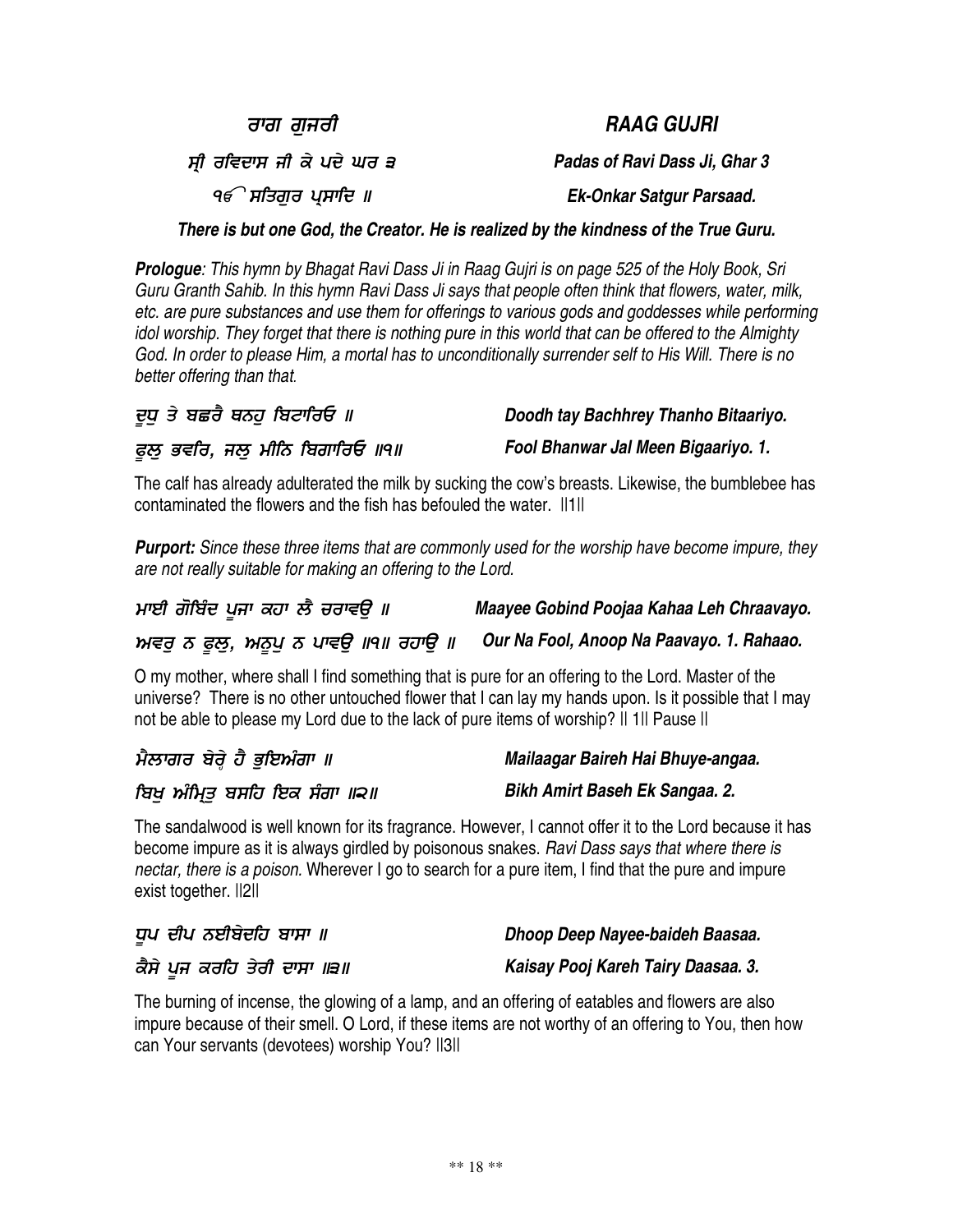## ਰਾਗ ਗੁਜਰੀ — RAAG GUJRI

ਸ੍ਰੀ ਰਵਿਦਾਸ ਜੀ ਕੇ ਪਦੇ ਘਰ ੩ — *Padas of Ravi Dass Ji, Ghar 3*

ੴ ਸਤਿਗੁਰ ਪ੍ਰਸਾਦਿ ॥ — *Ek-Onkar Satgur Parsaad.*

***There is but one God, the Creator. He is realized by the kindness of the True Guru.***

***Prologue**: This hymn by Bhagat Ravi Dass Ji in Raag Gujri is on page 525 of the Holy Book, Sri Guru Granth Sahib. In this hymn Ravi Dass Ji says that people often think that flowers, water, milk, etc. are pure substances and use them for offerings to various gods and goddesses while performing idol worship. They forget that there is nothing pure in this world that can be offered to the Almighty God. In order to please Him, a mortal has to unconditionally surrender self to His Will. There is no better offering than that.*

ਦੂਧੁ ਤ ਬਛਰੈ ਥਨਹੁ ਬਿਟਾਰਿਓ ॥ — ***Doodh tay Bachhrey Thanho Bitaariyo.***

ਫੂਲੁ ਭਵਰਿ, ਜਲੁ ਮੀਨਿ ਬਿਗਾਰਿਓ ॥੧॥ — ***Fool Bhanwar Jal Meen Bigaariyo. 1.***

The calf has already adulterated the milk by sucking the cow's breasts. Likewise, the bumblebee has contaminated the flowers and the fish has befouled the water. ||1||

***Purport:** Since these three items that are commonly used for the worship have become impure, they are not really suitable for making an offering to the Lord.*

ਮਾਈ ਗੋਬਿੰਦ ਪੂਜਾ ਕਹਾ ਲੈ ਚਰਾਵਉ ॥ — ***Maayee Gobind Poojaa Kahaa Leh Chraavayo.***

ਅਵਰੁ ਨ ਫੂਲੁ, ਅਨੂਪੁ ਨ ਪਾਵਉ ॥੧॥ ਰਹਾਉ ॥ — ***Our Na Fool, Anoop Na Paavayo. 1. Rahaao.***

O my mother, where shall I find something that is pure for an offering to the Lord. Master of the universe? There is no other untouched flower that I can lay my hands upon. Is it possible that I may not be able to please my Lord due to the lack of pure items of worship? || 1|| Pause ||

ਮੈਲਾਗਰ ਬੇਰ੍ਹੇ ਹੈ ਭੁਇਅੰਗਾ ॥ — ***Mailaagar Baireh Hai Bhuye-angaa.***

ਬਿਖੁ ਅੰਮ੍ਰਿਤੁ ਬਸਹਿ ਇਕ ਸੰਗਾ ॥੨॥ — ***Bikh Amirt Baseh Ek Sangaa. 2.***

The sandalwood is well known for its fragrance. However, I cannot offer it to the Lord because it has become impure as it is always girdled by poisonous snakes. *Ravi Dass says that where there is nectar, there is a poison.* Wherever I go to search for a pure item, I find that the pure and impure exist together. ||2||

ਧੂਪ ਦੀਪ ਨਈਬੇਦਹਿ ਬਾਸਾ ॥ — ***Dhoop Deep Nayee-baideh Baasaa.***

ਕੈਸੇ ਪੂਜ ਕਰਹਿ ਤੇਰੀ ਦਾਸਾ ॥੩॥ — ***Kaisay Pooj Kareh Tairy Daasaa. 3.***

The burning of incense, the glowing of a lamp, and an offering of eatables and flowers are also impure because of their smell. O Lord, if these items are not worthy of an offering to You, then how can Your servants (devotees) worship You? ||3||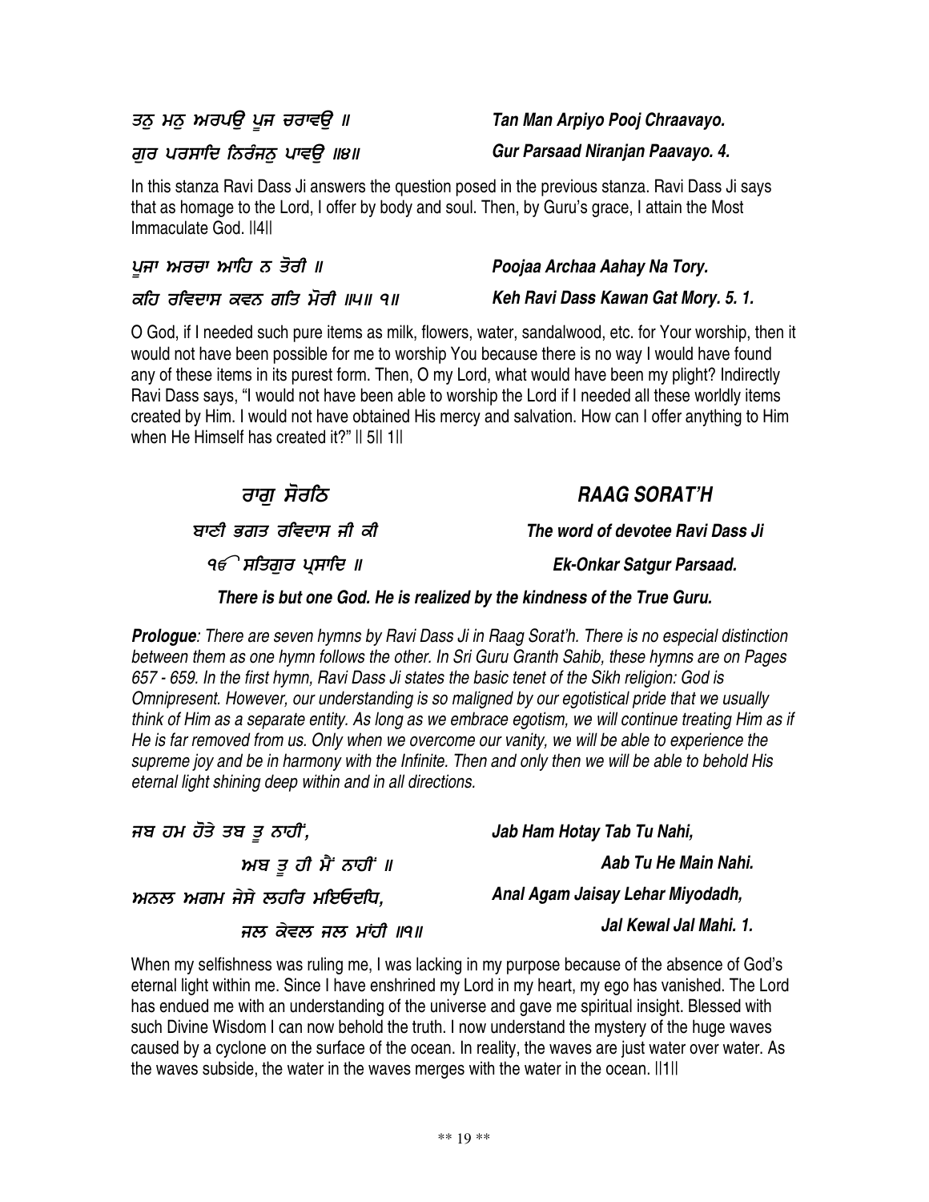ਤਨੁ ਮਨੁ ਅਰਪਉ ਪੂਜ ਚਰਾਵਉ ॥ *Tan Man Arpiyo Pooj Chraavayo.*

ਗੁਰ ਪਰਸਾਦਿ ਨਿਰੰਜਨੁ ਪਾਵਉ ॥੪॥ *Gur Parsaad Niranjan Paavayo. 4.*

In this stanza Ravi Dass Ji answers the question posed in the previous stanza. Ravi Dass Ji says that as homage to the Lord, I offer by body and soul. Then, by Guru's grace, I attain the Most Immaculate God. ||4||

ਪੂਜਾ ਅਰਚਾ ਆਹਿ ਨ ਤੋਰੀ ॥ *Poojaa Archaa Aahay Na Tory.*

ਕਹਿ ਰਵਿਦਾਸ ਕਵਨ ਗਤਿ ਮੋਰੀ ॥੫॥ ੧॥ *Keh Ravi Dass Kawan Gat Mory. 5. 1.*

O God, if I needed such pure items as milk, flowers, water, sandalwood, etc. for Your worship, then it would not have been possible for me to worship You because there is no way I would have found any of these items in its purest form. Then, O my Lord, what would have been my plight? Indirectly Ravi Dass says, "I would not have been able to worship the Lord if I needed all these worldly items created by Him. I would not have obtained His mercy and salvation. How can I offer anything to Him when He Himself has created it?" || 5|| 1||

## ਰਾਗੁ ਸੋਰਠਿ — *RAAG SORAT'H*

ਬਾਣੀ ਭਗਤ ਰਵਿਦਾਸ ਜੀ ਕੀ — *The word of devotee Ravi Dass Ji*

ੴ ਸਤਿਗੁਰ ਪ੍ਰਸਾਦਿ ॥ — *Ek-Onkar Satgur Parsaad.*

***There is but one God. He is realized by the kindness of the True Guru.***

***Prologue****: There are seven hymns by Ravi Dass Ji in Raag Sorat'h. There is no especial distinction between them as one hymn follows the other. In Sri Guru Granth Sahib, these hymns are on Pages 657 - 659. In the first hymn, Ravi Dass Ji states the basic tenet of the Sikh religion: God is Omnipresent. However, our understanding is so maligned by our egotistical pride that we usually think of Him as a separate entity. As long as we embrace egotism, we will continue treating Him as if He is far removed from us. Only when we overcome our vanity, we will be able to experience the supreme joy and be in harmony with the Infinite. Then and only then we will be able to behold His eternal light shining deep within and in all directions.*

ਜਬ ਹਮ ਹੋਤੇ ਤਬ ਤੂ ਨਾਹੀਂ, *Jab Ham Hotay Tab Tu Nahi,*

ਅਬ ਤੂ ਹੀ ਮੈਂ ਨਾਹੀਂ ॥ *Aab Tu He Main Nahi.*

ਅਨਲ ਅਗਮ ਜੈਸੇ ਲਹਰਿ ਮਇਓਦਧਿ, *Anal Agam Jaisay Lehar Miyodadh,*

ਜਲ ਕੇਵਲ ਜਲ ਮਾਂਹੀ ॥੧॥ *Jal Kewal Jal Mahi. 1.*

When my selfishness was ruling me, I was lacking in my purpose because of the absence of God's eternal light within me. Since I have enshrined my Lord in my heart, my ego has vanished. The Lord has endued me with an understanding of the universe and gave me spiritual insight. Blessed with such Divine Wisdom I can now behold the truth. I now understand the mystery of the huge waves caused by a cyclone on the surface of the ocean. In reality, the waves are just water over water. As the waves subside, the water in the waves merges with the water in the ocean. ||1||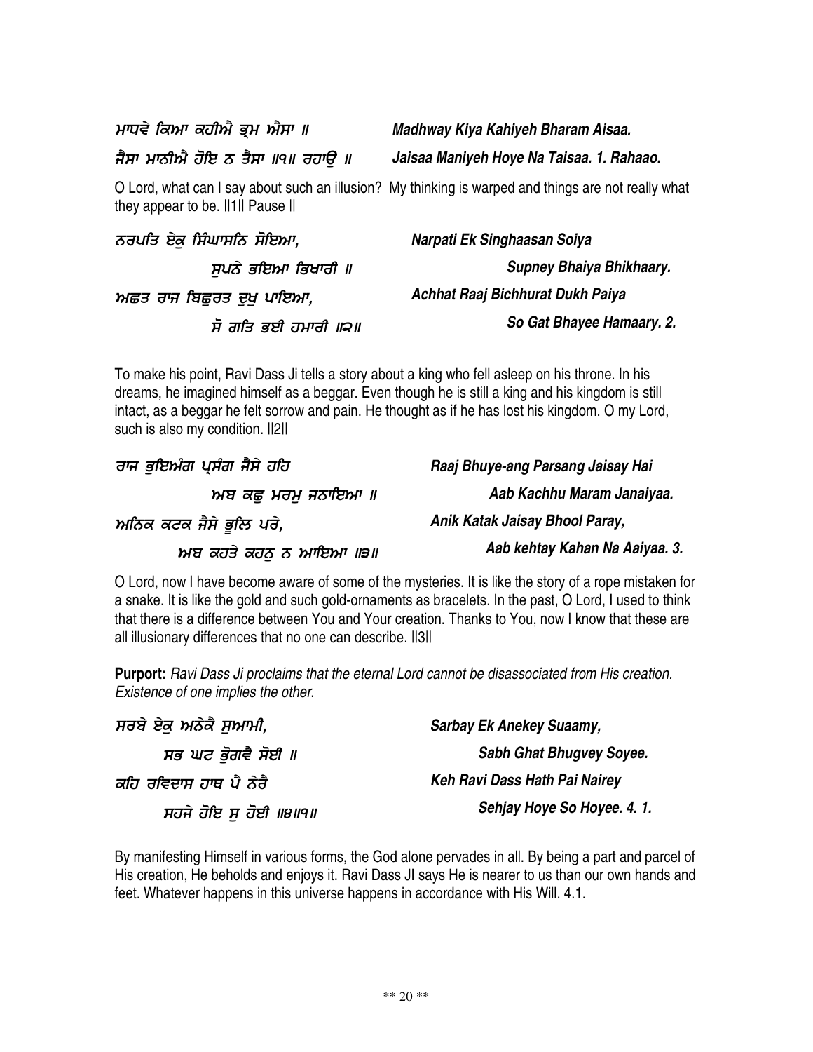ਮਾਧਵੇ ਕਿਆ ਕਹੀਐ ਭ੍ਰਮੁ ਐਸਾ ॥ — *Madhway Kiya Kahiyeh Bharam Aisaa.*

ਜੈਸਾ ਮਾਨੀਐ ਹੋਇ ਨ ਤੈਸਾ ॥੧॥ ਰਹਾਉ ॥ — *Jaisaa Maniyeh Hoye Na Taisaa. 1. Rahaao.*

O Lord, what can I say about such an illusion? My thinking is warped and things are not really what they appear to be. ||1|| Pause ||

ਨਰਪਤਿ ਏਕੁ ਸਿੰਘਾਸਨਿ ਸੋਇਆ, — *Narpati Ek Singhaasan Soiya*

ਸੁਪਨੇ ਭਇਆ ਭਿਖਾਰੀ ॥ — *Supney Bhaiya Bhikhaary.*

ਅਛਤ ਰਾਜ ਬਿਛੁਰਤ ਦੁਖੁ ਪਾਇਆ, — *Achhat Raaj Bichhurat Dukh Paiya*

ਸੋ ਗਤਿ ਭਈ ਹਮਾਰੀ ॥੨॥ — *So Gat Bhayee Hamaary. 2.*

To make his point, Ravi Dass Ji tells a story about a king who fell asleep on his throne. In his dreams, he imagined himself as a beggar. Even though he is still a king and his kingdom is still intact, as a beggar he felt sorrow and pain. He thought as if he has lost his kingdom. O my Lord, such is also my condition. ||2||

ਰਾਜ ਭੁਇਅੰਗ ਪ੍ਰਸੰਗ ਜੈਸੇ ਹਹਿ — *Raaj Bhuye-ang Parsang Jaisay Hai*

ਅਬ ਕਛੁ ਮਰਮੁ ਜਨਾਇਆ ॥ — *Aab Kachhu Maram Janaiyaa.*

ਅਨਿਕ ਕਟਕ ਜੈਸੇ ਭੂਲਿ ਪਰੇ, — *Anik Katak Jaisay Bhool Paray,*

ਅਬ ਕਹਤੇ ਕਹਨੁ ਨ ਆਇਆ ॥੩॥ — *Aab kehtay Kahan Na Aaiyaa. 3.*

O Lord, now I have become aware of some of the mysteries. It is like the story of a rope mistaken for a snake. It is like the gold and such gold-ornaments as bracelets. In the past, O Lord, I used to think that there is a difference between You and Your creation. Thanks to You, now I know that these are all illusionary differences that no one can describe. ||3||

**Purport:** *Ravi Dass Ji proclaims that the eternal Lord cannot be disassociated from His creation. Existence of one implies the other.*

ਸਰਬੇ ਏਕੁ ਅਨੇਕੈ ਸੁਆਮੀ, — *Sarbay Ek Anekey Suaamy,*

ਸਭ ਘਟ ਭੋੁਗਵੈ ਸੋਈ ॥ — *Sabh Ghat Bhugvey Soyee.*

ਕਹਿ ਰਵਿਦਾਸ ਹਾਥ ਪੈ ਨੇਰੈ — *Keh Ravi Dass Hath Pai Nairey*

ਸਹਜੇ ਹੋਇ ਸੁ ਹੋਈ ॥੪॥੧॥ — *Sehjay Hoye So Hoyee. 4. 1.*

By manifesting Himself in various forms, the God alone pervades in all. By being a part and parcel of His creation, He beholds and enjoys it. Ravi Dass JI says He is nearer to us than our own hands and feet. Whatever happens in this universe happens in accordance with His Will. 4.1.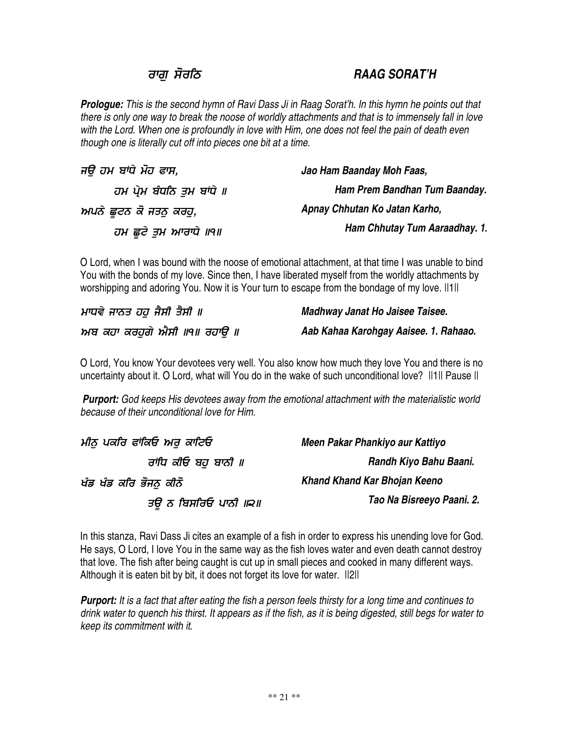## ਰਾਗੁ ਸੋਰਠਿ — RAAG SORAT'H

***Prologue:*** *This is the second hymn of Ravi Dass Ji in Raag Sorat'h. In this hymn he points out that there is only one way to break the noose of worldly attachments and that is to immensely fall in love with the Lord. When one is profoundly in love with Him, one does not feel the pain of death even though one is literally cut off into pieces one bit at a time.*

| | |
|---|---|
| ਜਉ ਹਮ ਬਾਂਧੇ ਮੋਹ ਫਾਸ, | ***Jao Ham Baanday Moh Faas,*** |
| ਹਮ ਪ੍ਰੇਮ ਬੰਧਨਿ ਤੁਮ ਬਾਂਧੇ ॥ | ***Ham Prem Bandhan Tum Baanday.*** |
| ਅਪਨੇ ਛੂਟਨ ਕੋ ਜਤਨੁ ਕਰਹੁ, | ***Apnay Chhutan Ko Jatan Karho,*** |
| ਹਮ ਛੂਟੇ ਤੁਮ ਆਰਾਧੇ ॥੧॥ | ***Ham Chhutay Tum Aaraadhay. 1.*** |

O Lord, when I was bound with the noose of emotional attachment, at that time I was unable to bind You with the bonds of my love. Since then, I have liberated myself from the worldly attachments by worshipping and adoring You. Now it is Your turn to escape from the bondage of my love. ||1||

| | |
|---|---|
| ਮਾਧਵੇ ਜਾਨਤ ਹਹੁ ਜੈਸੀ ਤੈਸੀ ॥ | ***Madhway Janat Ho Jaisee Taisee.*** |
| ਅਬ ਕਹਾ ਕਰਹੁਗੇ ਐਸੀ ॥੧॥ ਰਹਾਉ ॥ | ***Aab Kahaa Karohgay Aaisee. 1. Rahaao.*** |

O Lord, You know Your devotees very well. You also know how much they love You and there is no uncertainty about it. O Lord, what will You do in the wake of such unconditional love? ||1|| Pause ||

***Purport:*** *God keeps His devotees away from the emotional attachment with the materialistic world because of their unconditional love for Him.*

| | |
|---|---|
| ਮੀਨੁ ਪਕਰਿ ਫਾਂਕਿਓ ਅਰੁ ਕਾਟਿਓ | ***Meen Pakar Phankiyo aur Kattiyo*** |
| ਰਾਂਧਿ ਕੀਓ ਬਹੁ ਬਾਨੀ ॥ | ***Randh Kiyo Bahu Baani.*** |
| ਖੰਡ ਖੰਡ ਕਰਿ ਭੋਜਨੁ ਕੀਨੋ | ***Khand Khand Kar Bhojan Keeno*** |
| ਤਊ ਨ ਬਿਸਰਿਓ ਪਾਨੀ ॥੨॥ | ***Tao Na Bisreeyo Paani. 2.*** |

In this stanza, Ravi Dass Ji cites an example of a fish in order to express his unending love for God. He says, O Lord, I love You in the same way as the fish loves water and even death cannot destroy that love. The fish after being caught is cut up in small pieces and cooked in many different ways. Although it is eaten bit by bit, it does not forget its love for water. ||2||

***Purport:*** *It is a fact that after eating the fish a person feels thirsty for a long time and continues to drink water to quench his thirst. It appears as if the fish, as it is being digested, still begs for water to keep its commitment with it.*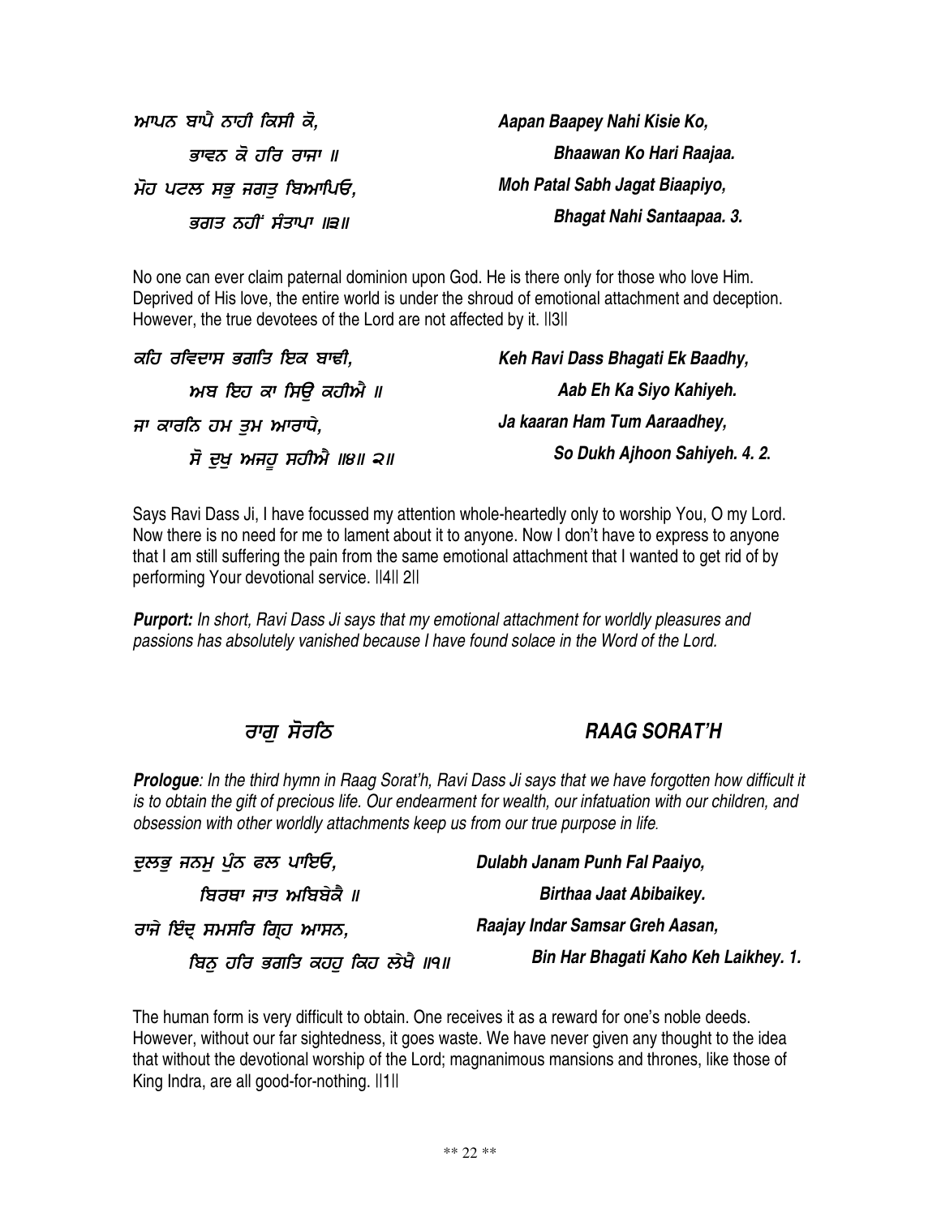ਆਪਨ ਬਾਪੈ ਨਾਹੀ ਕਿਸੀ ਕੋ,
ਭਾਵਨ ਕੋ ਹਰਿ ਰਾਜਾ ॥
ਮੋਹ ਪਟਲ ਸਭੁ ਜਗਤੁ ਬਿਆਪਿਓ,
ਭਗਤ ਨਹੀਂ ਸੰਤਾਪਾ ॥੩॥

*Aapan Baapey Nahi Kisie Ko,*
*Bhaawan Ko Hari Raajaa.*
*Moh Patal Sabh Jagat Biaapiyo,*
*Bhagat Nahi Santaapaa. 3.*

No one can ever claim paternal dominion upon God. He is there only for those who love Him. Deprived of His love, the entire world is under the shroud of emotional attachment and deception. However, the true devotees of the Lord are not affected by it. ||3||

ਕਹਿ ਰਵਿਦਾਸ ਭਗਤਿ ਇਕ ਬਾਢੀ,
ਅਬ ਇਹ ਕਾ ਸਿਉ ਕਹੀਐ ॥
ਜਾ ਕਾਰਨਿ ਹਮ ਤੁਮ ਆਰਾਧੇ,
ਸੋ ਦੁਖੁ ਅਜਹੂ ਸਹੀਐ ॥੪॥ ੨॥

*Keh Ravi Dass Bhagati Ek Baadhy,*
*Aab Eh Ka Siyo Kahiyeh.*
*Ja kaaran Ham Tum Aaraadhey,*
*So Dukh Ajhoon Sahiyeh. 4. 2.*

Says Ravi Dass Ji, I have focussed my attention whole-heartedly only to worship You, O my Lord. Now there is no need for me to lament about it to anyone. Now I don't have to express to anyone that I am still suffering the pain from the same emotional attachment that I wanted to get rid of by performing Your devotional service. ||4|| 2||

***Purport:*** *In short, Ravi Dass Ji says that my emotional attachment for worldly pleasures and passions has absolutely vanished because I have found solace in the Word of the Lord.*

## ਰਾਗੁ ਸੋਰਠਿ — *RAAG SORAT'H*

***Prologue****: In the third hymn in Raag Sorat'h, Ravi Dass Ji says that we have forgotten how difficult it is to obtain the gift of precious life. Our endearment for wealth, our infatuation with our children, and obsession with other worldly attachments keep us from our true purpose in life.*

ਦੁਲਭ ਜਨਮੁ ਪੁੰਨ ਫਲ ਪਾਇਓ,
ਬਿਰਥਾ ਜਾਤ ਅਬਿਬੇਕੈ ॥
ਰਾਜੇ ਇੰਦ੍ਰ ਸਮਸਰਿ ਗ੍ਰਿਹ ਆਸਨ,
ਬਿਨੁ ਹਰਿ ਭਗਤਿ ਕਹਹੁ ਕਿਹ ਲੇਖੈ ॥੧॥

*Dulabh Janam Punh Fal Paaiyo,*
*Birthaa Jaat Abibaikey.*
*Raajay Indar Samsar Greh Aasan,*
*Bin Har Bhagati Kaho Keh Laikhey. 1.*

The human form is very difficult to obtain. One receives it as a reward for one's noble deeds. However, without our far sightedness, it goes waste. We have never given any thought to the idea that without the devotional worship of the Lord; magnanimous mansions and thrones, like those of King Indra, are all good-for-nothing. ||1||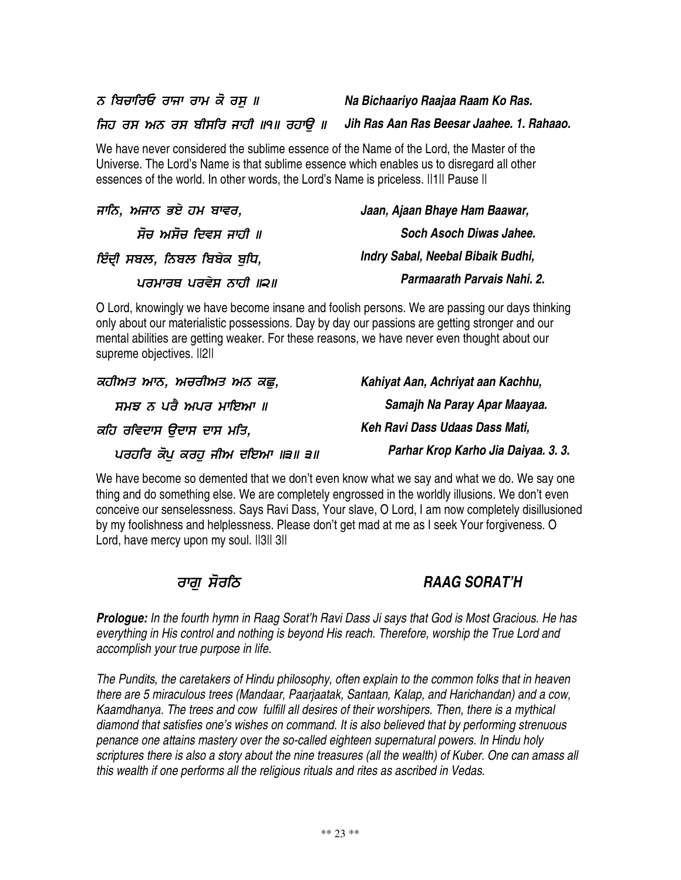*ਨ ਬਿਚਾਰਿਓ ਰਾਜਾ ਰਾਮ ਕੋ ਰਸੁ ॥* | ***Na Bichaariyo Raajaa Raam Ko Ras.***

*ਜਿਹ ਰਸ ਅਨ ਰਸ ਬੀਸਰਿ ਜਾਹੀ ॥੧॥ ਰਹਾਉ ॥* | ***Jih Ras Aan Ras Beesar Jaahee. 1. Rahaao.***

We have never considered the sublime essence of the Name of the Lord, the Master of the Universe. The Lord's Name is that sublime essence which enables us to disregard all other essences of the world. In other words, the Lord's Name is priceless. ||1|| Pause ||

*ਜਾਨਿ, ਅਜਾਨ ਭਏ ਹਮ ਬਾਵਰ,* | ***Jaan, Ajaan Bhaye Ham Baawar,***
*ਸੋਚ ਅਸੋਚ ਦਿਵਸ ਜਾਹੀ ॥* | ***Soch Asoch Diwas Jahee.***
*ਇੰਦ੍ਰੀ ਸਬਲ, ਨਿਬਲ ਬਿਬੇਕ ਬੁਧਿ,* | ***Indry Sabal, Neebal Bibaik Budhi,***
*ਪਰਮਾਰਥ ਪਰਵੇਸ ਨਾਹੀ ॥੨॥* | ***Parmaarath Parvais Nahi. 2.***

O Lord, knowingly we have become insane and foolish persons. We are passing our days thinking only about our materialistic possessions. Day by day our passions are getting stronger and our mental abilities are getting weaker. For these reasons, we have never even thought about our supreme objectives. ||2||

*ਕਹੀਅਤ ਆਨ, ਅਚਰੀਅਤ ਅਨ ਕਛੁ,* | ***Kahiyat Aan, Achriyat aan Kachhu,***
*ਸਮਝ ਨ ਪਰੈ ਅਪਰ ਮਾਇਆ ॥* | ***Samajh Na Paray Apar Maayaa.***
*ਕਹਿ ਰਵਿਦਾਸ ਉਦਾਸ ਦਾਸ ਮਤਿ,* | ***Keh Ravi Dass Udaas Dass Mati,***
*ਪਰਹਰਿ ਕੋਪੁ ਕਰਹੁ ਜੀਅ ਦਇਆ ॥੩॥ ੩॥* | ***Parhar Krop Karho Jia Daiyaa. 3. 3.***

We have become so demented that we don't even know what we say and what we do. We say one thing and do something else. We are completely engrossed in the worldly illusions. We don't even conceive our senselessness. Says Ravi Dass, Your slave, O Lord, I am now completely disillusioned by my foolishness and helplessness. Please don't get mad at me as I seek Your forgiveness. O Lord, have mercy upon my soul. ||3|| 3||

## *ਰਾਗੁ ਸੋਰਠਿ* — *RAAG SORAT'H*

***Prologue:*** *In the fourth hymn in Raag Sorat'h Ravi Dass Ji says that God is Most Gracious. He has everything in His control and nothing is beyond His reach. Therefore, worship the True Lord and accomplish your true purpose in life.*

*The Pundits, the caretakers of Hindu philosophy, often explain to the common folks that in heaven there are 5 miraculous trees (Mandaar, Paarjaatak, Santaan, Kalap, and Harichandan) and a cow, Kaamdhanya. The trees and cow fulfill all desires of their worshipers. Then, there is a mythical diamond that satisfies one's wishes on command. It is also believed that by performing strenuous penance one attains mastery over the so-called eighteen supernatural powers. In Hindu holy scriptures there is also a story about the nine treasures (all the wealth) of Kuber. One can amass all this wealth if one performs all the religious rituals and rites as ascribed in Vedas.*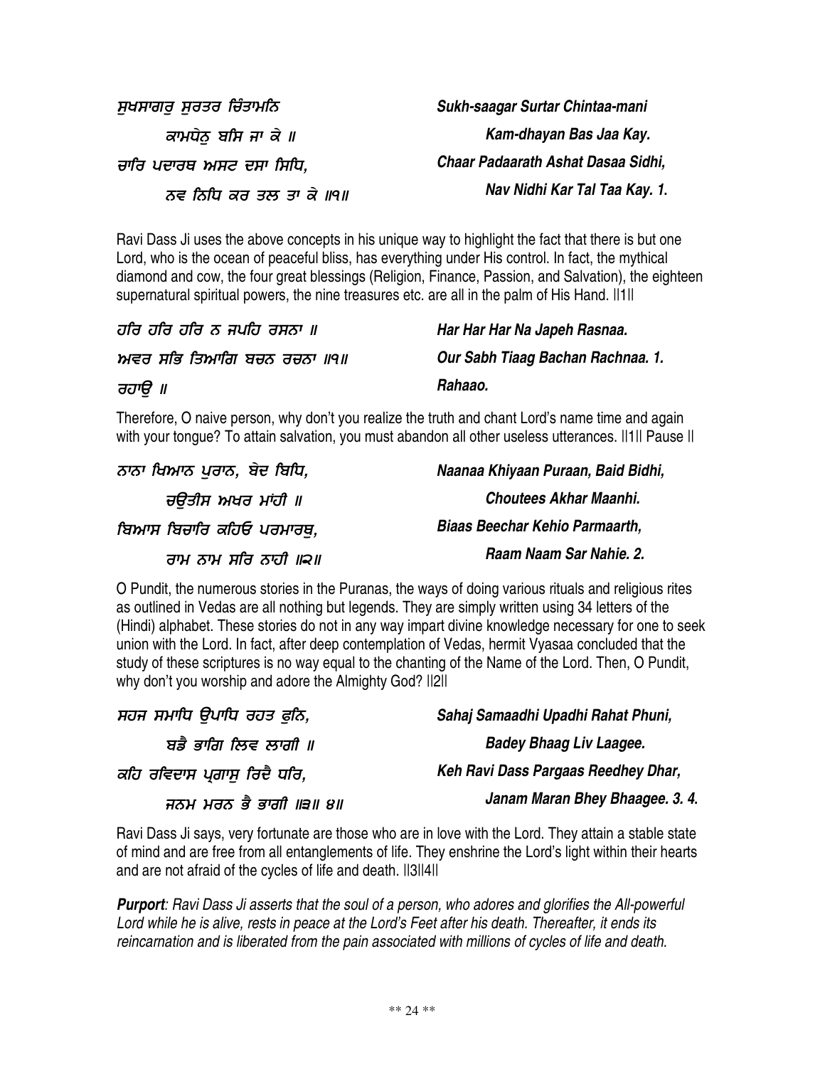ਸੁਖਸਾਗਰੁ ਸੁਰਤਰ ਚਿੰਤਾਮਨਿ
ਕਾਮਧੇਨੁ ਬਸਿ ਜਾ ਕੇ ॥
ਚਾਰਿ ਪਦਾਰਥ ਅਸਟ ਦਸਾ ਸਿਧਿ,
ਨਵ ਨਿਧਿ ਕਰ ਤਲ ਤਾ ਕੇ ॥੧॥

*Sukh-saagar Surtar Chintaa-mani*
*Kam-dhayan Bas Jaa Kay.*
*Chaar Padaarath Ashat Dasaa Sidhi,*
*Nav Nidhi Kar Tal Taa Kay. 1.*

Ravi Dass Ji uses the above concepts in his unique way to highlight the fact that there is but one Lord, who is the ocean of peaceful bliss, has everything under His control. In fact, the mythical diamond and cow, the four great blessings (Religion, Finance, Passion, and Salvation), the eighteen supernatural spiritual powers, the nine treasures etc. are all in the palm of His Hand. ||1||

ਹਰਿ ਹਰਿ ਹਰਿ ਨ ਜਪਹਿ ਰਸਨਾ ॥
ਅਵਰ ਸਭਿ ਤਿਆਗਿ ਬਚਨ ਰਚਨਾ ॥੧॥
ਰਹਾਉ ॥

*Har Har Har Na Japeh Rasnaa.*
*Our Sabh Tiaag Bachan Rachnaa. 1.*
*Rahaao.*

Therefore, O naive person, why don't you realize the truth and chant Lord's name time and again with your tongue? To attain salvation, you must abandon all other useless utterances. ||1|| Pause ||

ਨਾਨਾ ਖਿਆਨ ਪੁਰਾਨ, ਬੇਦ ਬਿਧਿ,
ਚਉਤੀਸ ਅਖਰ ਮਾਂਹੀ ॥
ਬਿਆਸ ਬਿਚਾਰਿ ਕਹਿਓ ਪਰਮਾਰਥੁ,
ਰਾਮ ਨਾਮ ਸਰਿ ਨਾਹੀ ॥੨॥

*Naanaa Khiyaan Puraan, Baid Bidhi,*
*Choutees Akhar Maanhi.*
*Biaas Beechar Kehio Parmaarth,*
*Raam Naam Sar Nahie. 2.*

O Pundit, the numerous stories in the Puranas, the ways of doing various rituals and religious rites as outlined in Vedas are all nothing but legends. They are simply written using 34 letters of the (Hindi) alphabet. These stories do not in any way impart divine knowledge necessary for one to seek union with the Lord. In fact, after deep contemplation of Vedas, hermit Vyasaa concluded that the study of these scriptures is no way equal to the chanting of the Name of the Lord. Then, O Pundit, why don't you worship and adore the Almighty God? ||2||

ਸਹਜ ਸਮਾਧਿ ਉਪਾਧਿ ਰਹਤ ਫੁਨਿ,
ਬਡੈ ਭਾਗਿ ਲਿਵ ਲਾਗੀ ॥
ਕਹਿ ਰਵਿਦਾਸ ਪ੍ਰਗਾਸੁ ਰਿਦੈ ਧਰਿ,
ਜਨਮ ਮਰਨ ਭੈ ਭਾਗੀ ॥੩॥ ੪॥

*Sahaj Samaadhi Upadhi Rahat Phuni,*
*Badey Bhaag Liv Laagee.*
*Keh Ravi Dass Pargaas Reedhey Dhar,*
*Janam Maran Bhey Bhaagee. 3. 4.*

Ravi Dass Ji says, very fortunate are those who are in love with the Lord. They attain a stable state of mind and are free from all entanglements of life. They enshrine the Lord's light within their hearts and are not afraid of the cycles of life and death. ||3||4||

***Purport**: Ravi Dass Ji asserts that the soul of a person, who adores and glorifies the All-powerful Lord while he is alive, rests in peace at the Lord's Feet after his death. Thereafter, it ends its reincarnation and is liberated from the pain associated with millions of cycles of life and death.*